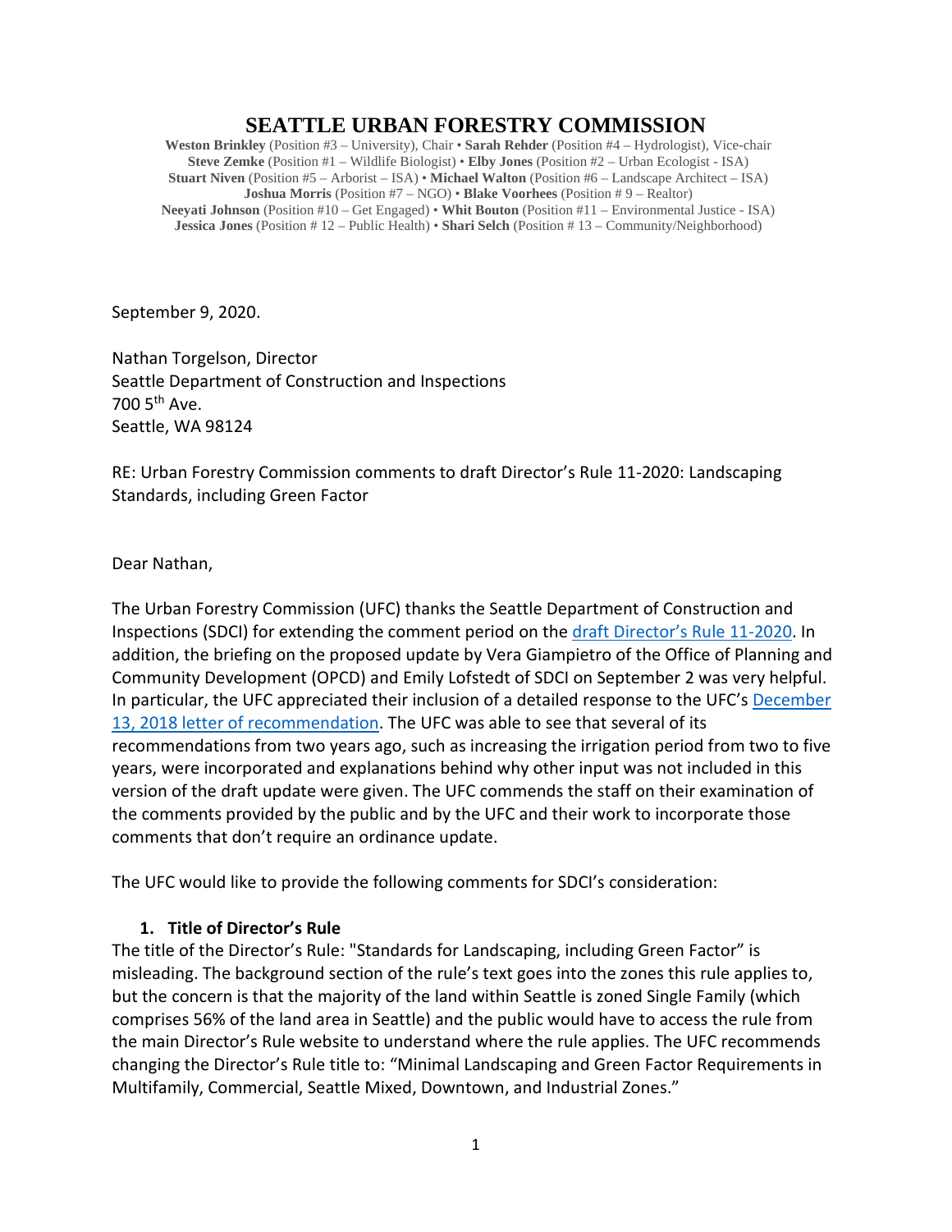# SEATTLE URBAN FORESTRY COMMISSION

**Weston Brinkley** (Position #3 – University), Chair • **Sarah Rehder** (Position #4 – Hydrologist), Vice-chair
**Steve Zemke** (Position #1 – Wildlife Biologist) • **Elby Jones** (Position #2 – Urban Ecologist - ISA)
**Stuart Niven** (Position #5 – Arborist – ISA) • **Michael Walton** (Position #6 – Landscape Architect – ISA)
**Joshua Morris** (Position #7 – NGO) • **Blake Voorhees** (Position # 9 – Realtor)
**Neeyati Johnson** (Position #10 – Get Engaged) • **Whit Bouton** (Position #11 – Environmental Justice - ISA)
**Jessica Jones** (Position # 12 – Public Health) • **Shari Selch** (Position # 13 – Community/Neighborhood)

September 9, 2020.

Nathan Torgelson, Director
Seattle Department of Construction and Inspections
700 5th Ave.
Seattle, WA 98124

RE: Urban Forestry Commission comments to draft Director's Rule 11-2020: Landscaping Standards, including Green Factor

Dear Nathan,

The Urban Forestry Commission (UFC) thanks the Seattle Department of Construction and Inspections (SDCI) for extending the comment period on the draft Director's Rule 11-2020. In addition, the briefing on the proposed update by Vera Giampietro of the Office of Planning and Community Development (OPCD) and Emily Lofstedt of SDCI on September 2 was very helpful. In particular, the UFC appreciated their inclusion of a detailed response to the UFC's December 13, 2018 letter of recommendation. The UFC was able to see that several of its recommendations from two years ago, such as increasing the irrigation period from two to five years, were incorporated and explanations behind why other input was not included in this version of the draft update were given. The UFC commends the staff on their examination of the comments provided by the public and by the UFC and their work to incorporate those comments that don't require an ordinance update.

The UFC would like to provide the following comments for SDCI's consideration:

1. **Title of Director's Rule**

The title of the Director's Rule: "Standards for Landscaping, including Green Factor" is misleading. The background section of the rule's text goes into the zones this rule applies to, but the concern is that the majority of the land within Seattle is zoned Single Family (which comprises 56% of the land area in Seattle) and the public would have to access the rule from the main Director's Rule website to understand where the rule applies. The UFC recommends changing the Director's Rule title to: "Minimal Landscaping and Green Factor Requirements in Multifamily, Commercial, Seattle Mixed, Downtown, and Industrial Zones."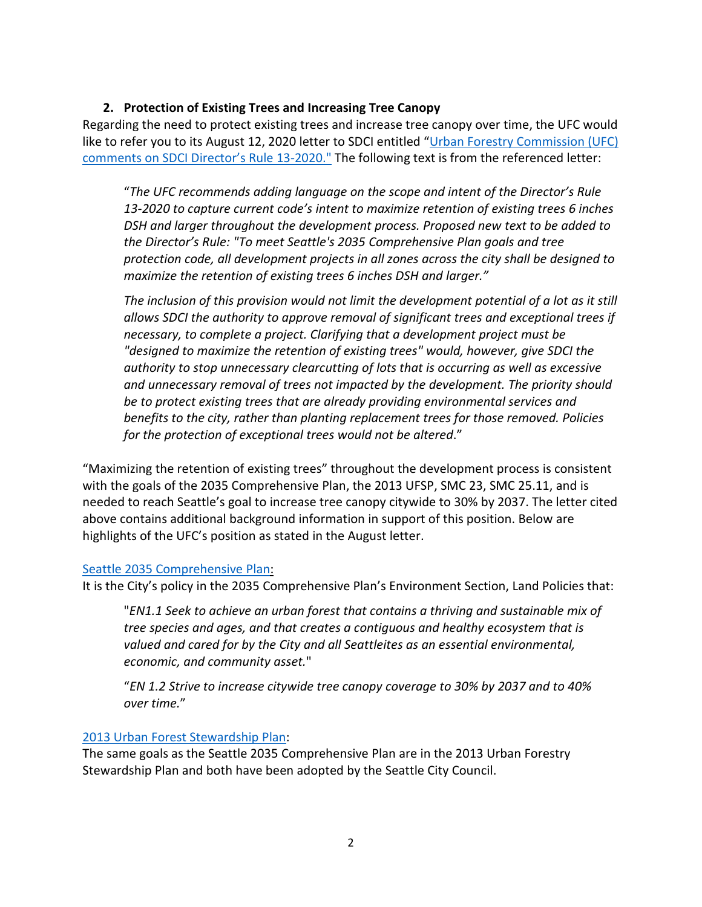## 2. Protection of Existing Trees and Increasing Tree Canopy

Regarding the need to protect existing trees and increase tree canopy over time, the UFC would like to refer you to its August 12, 2020 letter to SDCI entitled "Urban Forestry Commission (UFC) comments on SDCI Director's Rule 13-2020." The following text is from the referenced letter:

> "*The UFC recommends adding language on the scope and intent of the Director's Rule 13-2020 to capture current code's intent to maximize retention of existing trees 6 inches DSH and larger throughout the development process. Proposed new text to be added to the Director's Rule: "To meet Seattle's 2035 Comprehensive Plan goals and tree protection code, all development projects in all zones across the city shall be designed to maximize the retention of existing trees 6 inches DSH and larger."*
>
> *The inclusion of this provision would not limit the development potential of a lot as it still allows SDCI the authority to approve removal of significant trees and exceptional trees if necessary, to complete a project. Clarifying that a development project must be "designed to maximize the retention of existing trees" would, however, give SDCI the authority to stop unnecessary clearcutting of lots that is occurring as well as excessive and unnecessary removal of trees not impacted by the development. The priority should be to protect existing trees that are already providing environmental services and benefits to the city, rather than planting replacement trees for those removed. Policies for the protection of exceptional trees would not be altered*."

"Maximizing the retention of existing trees" throughout the development process is consistent with the goals of the 2035 Comprehensive Plan, the 2013 UFSP, SMC 23, SMC 25.11, and is needed to reach Seattle's goal to increase tree canopy citywide to 30% by 2037. The letter cited above contains additional background information in support of this position. Below are highlights of the UFC's position as stated in the August letter.

Seattle 2035 Comprehensive Plan:

It is the City's policy in the 2035 Comprehensive Plan's Environment Section, Land Policies that:

> "*EN1.1 Seek to achieve an urban forest that contains a thriving and sustainable mix of tree species and ages, and that creates a contiguous and healthy ecosystem that is valued and cared for by the City and all Seattleites as an essential environmental, economic, and community asset.*"
>
> "*EN 1.2 Strive to increase citywide tree canopy coverage to 30% by 2037 and to 40% over time.*"

2013 Urban Forest Stewardship Plan:

The same goals as the Seattle 2035 Comprehensive Plan are in the 2013 Urban Forestry Stewardship Plan and both have been adopted by the Seattle City Council.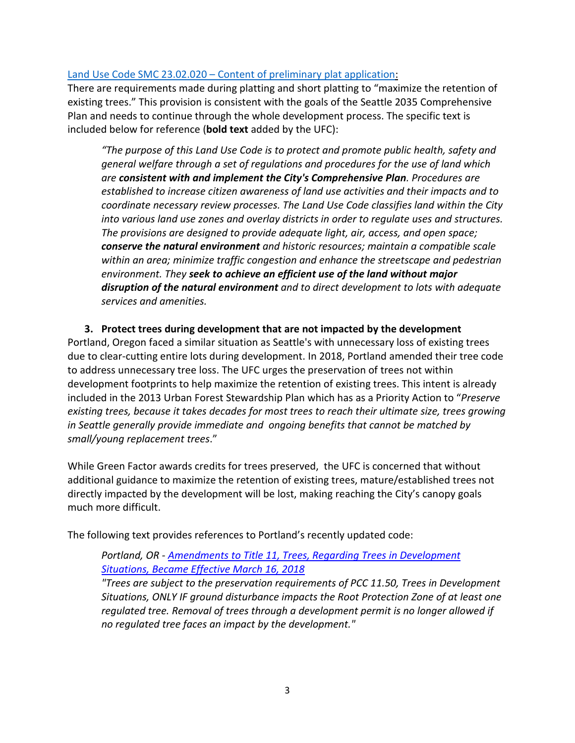[Land Use Code SMC 23.02.020 – Content of preliminary plat application](#):

There are requirements made during platting and short platting to "maximize the retention of existing trees." This provision is consistent with the goals of the Seattle 2035 Comprehensive Plan and needs to continue through the whole development process. The specific text is included below for reference (**bold text** added by the UFC):

> *"The purpose of this Land Use Code is to protect and promote public health, safety and general welfare through a set of regulations and procedures for the use of land which are **consistent with and implement the City's Comprehensive Plan**. Procedures are established to increase citizen awareness of land use activities and their impacts and to coordinate necessary review processes. The Land Use Code classifies land within the City into various land use zones and overlay districts in order to regulate uses and structures. The provisions are designed to provide adequate light, air, access, and open space; **conserve the natural environment** and historic resources; maintain a compatible scale within an area; minimize traffic congestion and enhance the streetscape and pedestrian environment. They **seek to achieve an efficient use of the land without major disruption of the natural environment** and to direct development to lots with adequate services and amenities.*

**3. Protect trees during development that are not impacted by the development**

Portland, Oregon faced a similar situation as Seattle's with unnecessary loss of existing trees due to clear-cutting entire lots during development. In 2018, Portland amended their tree code to address unnecessary tree loss. The UFC urges the preservation of trees not within development footprints to help maximize the retention of existing trees. This intent is already included in the 2013 Urban Forest Stewardship Plan which has as a Priority Action to "*Preserve existing trees, because it takes decades for most trees to reach their ultimate size, trees growing in Seattle generally provide immediate and ongoing benefits that cannot be matched by small/young replacement trees*."

While Green Factor awards credits for trees preserved, the UFC is concerned that without additional guidance to maximize the retention of existing trees, mature/established trees not directly impacted by the development will be lost, making reaching the City's canopy goals much more difficult.

The following text provides references to Portland's recently updated code:

> *Portland, OR - [Amendments to Title 11, Trees, Regarding Trees in Development Situations, Became Effective March 16, 2018](#)*
>
> *"Trees are subject to the preservation requirements of PCC 11.50, Trees in Development Situations, ONLY IF ground disturbance impacts the Root Protection Zone of at least one regulated tree. Removal of trees through a development permit is no longer allowed if no regulated tree faces an impact by the development."*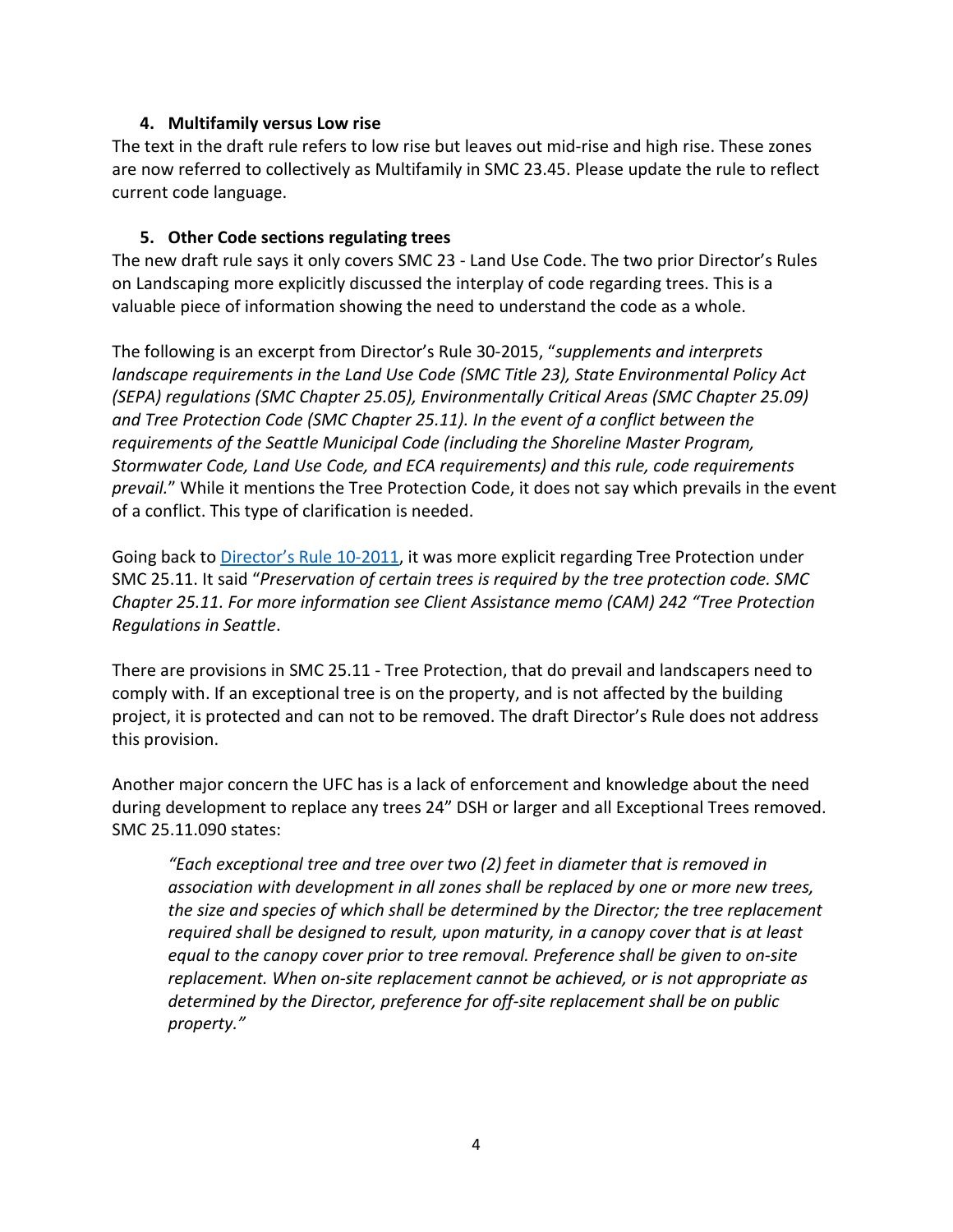### 4. Multifamily versus Low rise

The text in the draft rule refers to low rise but leaves out mid-rise and high rise. These zones are now referred to collectively as Multifamily in SMC 23.45. Please update the rule to reflect current code language.

### 5. Other Code sections regulating trees

The new draft rule says it only covers SMC 23 - Land Use Code. The two prior Director's Rules on Landscaping more explicitly discussed the interplay of code regarding trees. This is a valuable piece of information showing the need to understand the code as a whole.

The following is an excerpt from Director's Rule 30-2015, "*supplements and interprets landscape requirements in the Land Use Code (SMC Title 23), State Environmental Policy Act (SEPA) regulations (SMC Chapter 25.05), Environmentally Critical Areas (SMC Chapter 25.09) and Tree Protection Code (SMC Chapter 25.11). In the event of a conflict between the requirements of the Seattle Municipal Code (including the Shoreline Master Program, Stormwater Code, Land Use Code, and ECA requirements) and this rule, code requirements prevail.*" While it mentions the Tree Protection Code, it does not say which prevails in the event of a conflict. This type of clarification is needed.

Going back to [Director's Rule 10-2011](), it was more explicit regarding Tree Protection under SMC 25.11. It said "*Preservation of certain trees is required by the tree protection code. SMC Chapter 25.11. For more information see Client Assistance memo (CAM) 242 "Tree Protection Regulations in Seattle*.

There are provisions in SMC 25.11 - Tree Protection, that do prevail and landscapers need to comply with. If an exceptional tree is on the property, and is not affected by the building project, it is protected and can not to be removed. The draft Director's Rule does not address this provision.

Another major concern the UFC has is a lack of enforcement and knowledge about the need during development to replace any trees 24" DSH or larger and all Exceptional Trees removed. SMC 25.11.090 states:

> *"Each exceptional tree and tree over two (2) feet in diameter that is removed in association with development in all zones shall be replaced by one or more new trees, the size and species of which shall be determined by the Director; the tree replacement required shall be designed to result, upon maturity, in a canopy cover that is at least equal to the canopy cover prior to tree removal. Preference shall be given to on-site replacement. When on-site replacement cannot be achieved, or is not appropriate as determined by the Director, preference for off-site replacement shall be on public property."*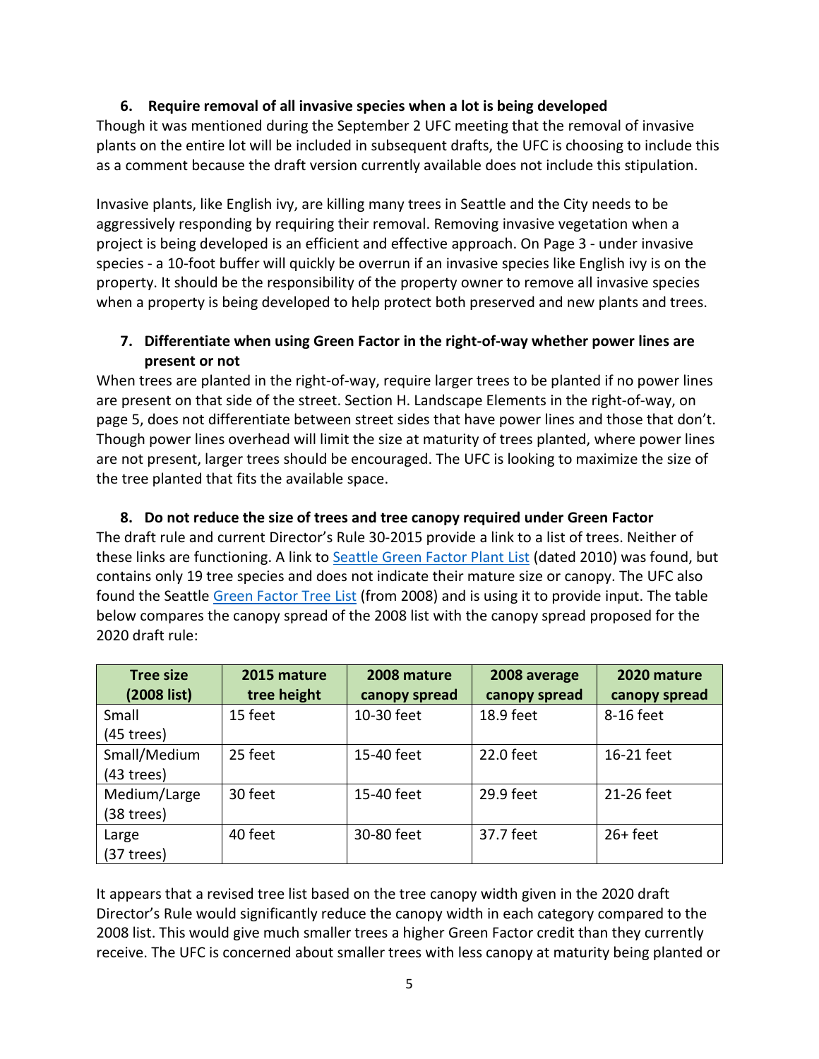### 6. Require removal of all invasive species when a lot is being developed

Though it was mentioned during the September 2 UFC meeting that the removal of invasive plants on the entire lot will be included in subsequent drafts, the UFC is choosing to include this as a comment because the draft version currently available does not include this stipulation.

Invasive plants, like English ivy, are killing many trees in Seattle and the City needs to be aggressively responding by requiring their removal. Removing invasive vegetation when a project is being developed is an efficient and effective approach. On Page 3 - under invasive species - a 10-foot buffer will quickly be overrun if an invasive species like English ivy is on the property. It should be the responsibility of the property owner to remove all invasive species when a property is being developed to help protect both preserved and new plants and trees.

### 7. Differentiate when using Green Factor in the right-of-way whether power lines are present or not

When trees are planted in the right-of-way, require larger trees to be planted if no power lines are present on that side of the street. Section H. Landscape Elements in the right-of-way, on page 5, does not differentiate between street sides that have power lines and those that don't. Though power lines overhead will limit the size at maturity of trees planted, where power lines are not present, larger trees should be encouraged. The UFC is looking to maximize the size of the tree planted that fits the available space.

### 8. Do not reduce the size of trees and tree canopy required under Green Factor

The draft rule and current Director's Rule 30-2015 provide a link to a list of trees. Neither of these links are functioning. A link to [Seattle Green Factor Plant List]() (dated 2010) was found, but contains only 19 tree species and does not indicate their mature size or canopy. The UFC also found the Seattle [Green Factor Tree List]() (from 2008) and is using it to provide input. The table below compares the canopy spread of the 2008 list with the canopy spread proposed for the 2020 draft rule:

| Tree size (2008 list) | 2015 mature tree height | 2008 mature canopy spread | 2008 average canopy spread | 2020 mature canopy spread |
|---|---|---|---|---|
| Small (45 trees) | 15 feet | 10-30 feet | 18.9 feet | 8-16 feet |
| Small/Medium (43 trees) | 25 feet | 15-40 feet | 22.0 feet | 16-21 feet |
| Medium/Large (38 trees) | 30 feet | 15-40 feet | 29.9 feet | 21-26 feet |
| Large (37 trees) | 40 feet | 30-80 feet | 37.7 feet | 26+ feet |

It appears that a revised tree list based on the tree canopy width given in the 2020 draft Director's Rule would significantly reduce the canopy width in each category compared to the 2008 list. This would give much smaller trees a higher Green Factor credit than they currently receive. The UFC is concerned about smaller trees with less canopy at maturity being planted or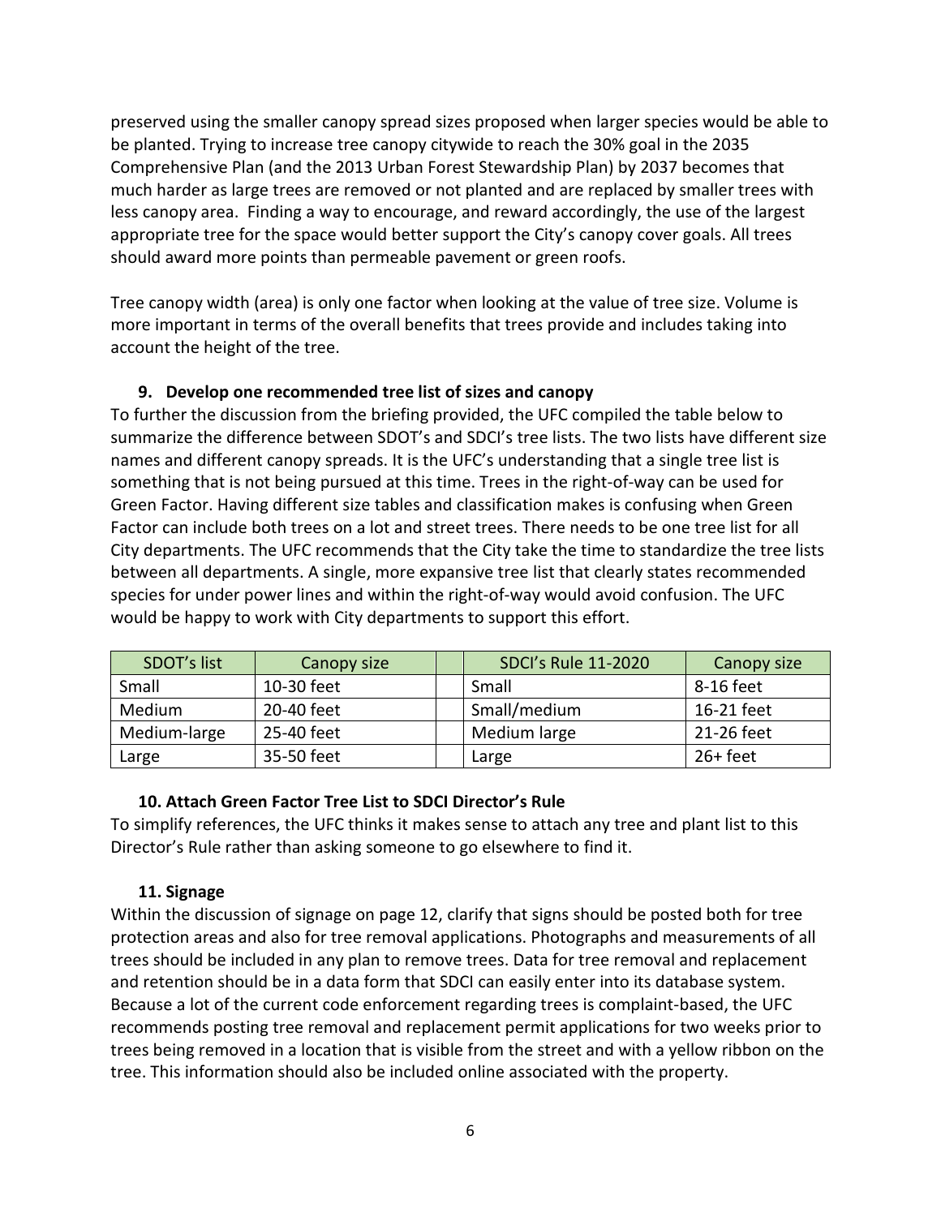preserved using the smaller canopy spread sizes proposed when larger species would be able to be planted. Trying to increase tree canopy citywide to reach the 30% goal in the 2035 Comprehensive Plan (and the 2013 Urban Forest Stewardship Plan) by 2037 becomes that much harder as large trees are removed or not planted and are replaced by smaller trees with less canopy area. Finding a way to encourage, and reward accordingly, the use of the largest appropriate tree for the space would better support the City's canopy cover goals. All trees should award more points than permeable pavement or green roofs.

Tree canopy width (area) is only one factor when looking at the value of tree size. Volume is more important in terms of the overall benefits that trees provide and includes taking into account the height of the tree.

**9. Develop one recommended tree list of sizes and canopy**

To further the discussion from the briefing provided, the UFC compiled the table below to summarize the difference between SDOT's and SDCI's tree lists. The two lists have different size names and different canopy spreads. It is the UFC's understanding that a single tree list is something that is not being pursued at this time. Trees in the right-of-way can be used for Green Factor. Having different size tables and classification makes is confusing when Green Factor can include both trees on a lot and street trees. There needs to be one tree list for all City departments. The UFC recommends that the City take the time to standardize the tree lists between all departments. A single, more expansive tree list that clearly states recommended species for under power lines and within the right-of-way would avoid confusion. The UFC would be happy to work with City departments to support this effort.

| SDOT's list | Canopy size | | SDCI's Rule 11-2020 | Canopy size |
|---|---|---|---|---|
| Small | 10-30 feet | | Small | 8-16 feet |
| Medium | 20-40 feet | | Small/medium | 16-21 feet |
| Medium-large | 25-40 feet | | Medium large | 21-26 feet |
| Large | 35-50 feet | | Large | 26+ feet |

**10. Attach Green Factor Tree List to SDCI Director's Rule**

To simplify references, the UFC thinks it makes sense to attach any tree and plant list to this Director's Rule rather than asking someone to go elsewhere to find it.

**11. Signage**

Within the discussion of signage on page 12, clarify that signs should be posted both for tree protection areas and also for tree removal applications. Photographs and measurements of all trees should be included in any plan to remove trees. Data for tree removal and replacement and retention should be in a data form that SDCI can easily enter into its database system. Because a lot of the current code enforcement regarding trees is complaint-based, the UFC recommends posting tree removal and replacement permit applications for two weeks prior to trees being removed in a location that is visible from the street and with a yellow ribbon on the tree. This information should also be included online associated with the property.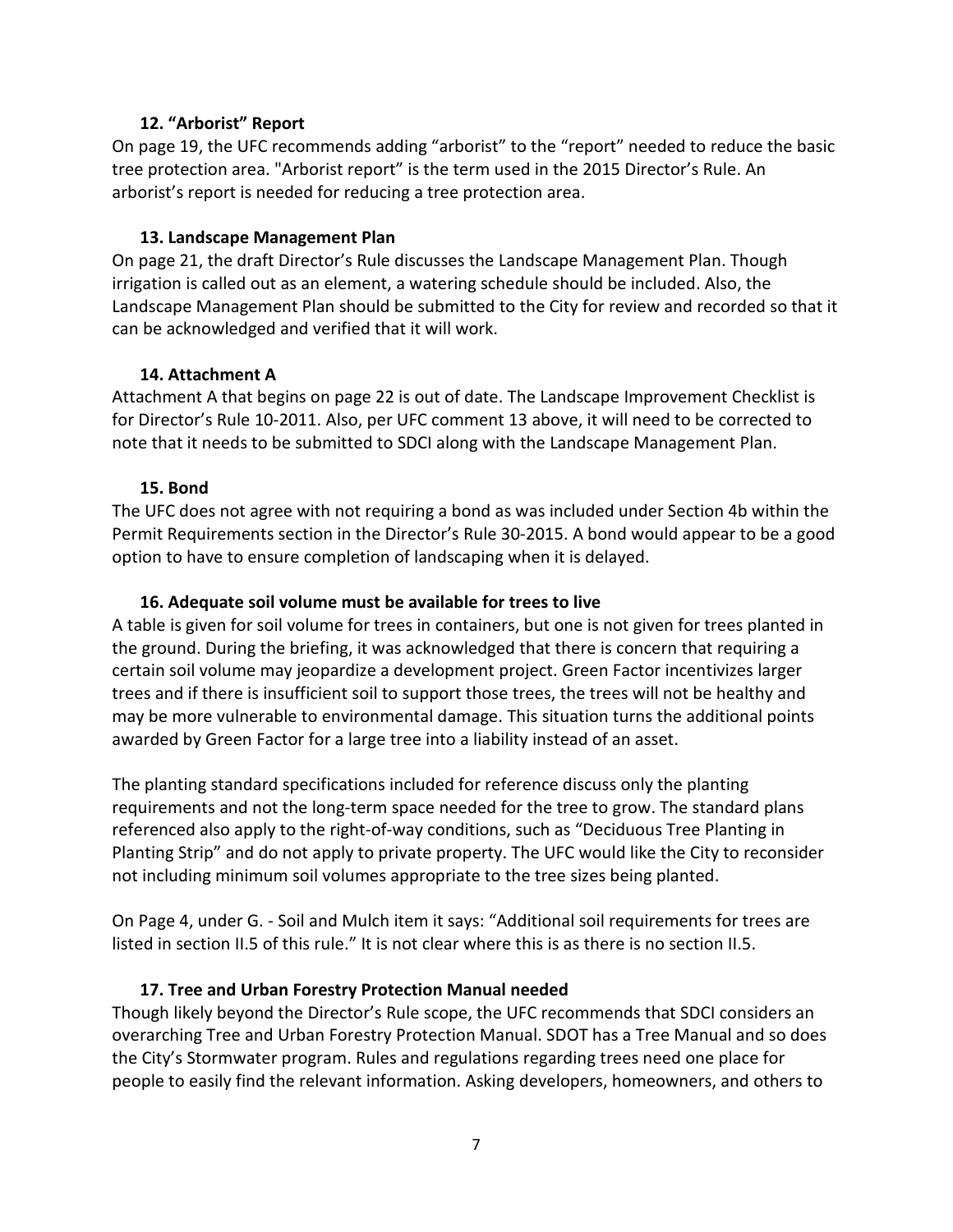### 12. "Arborist" Report

On page 19, the UFC recommends adding "arborist" to the "report" needed to reduce the basic tree protection area. "Arborist report" is the term used in the 2015 Director's Rule. An arborist's report is needed for reducing a tree protection area.

### 13. Landscape Management Plan

On page 21, the draft Director's Rule discusses the Landscape Management Plan. Though irrigation is called out as an element, a watering schedule should be included. Also, the Landscape Management Plan should be submitted to the City for review and recorded so that it can be acknowledged and verified that it will work.

### 14. Attachment A

Attachment A that begins on page 22 is out of date. The Landscape Improvement Checklist is for Director's Rule 10-2011. Also, per UFC comment 13 above, it will need to be corrected to note that it needs to be submitted to SDCI along with the Landscape Management Plan.

### 15. Bond

The UFC does not agree with not requiring a bond as was included under Section 4b within the Permit Requirements section in the Director's Rule 30-2015. A bond would appear to be a good option to have to ensure completion of landscaping when it is delayed.

### 16. Adequate soil volume must be available for trees to live

A table is given for soil volume for trees in containers, but one is not given for trees planted in the ground. During the briefing, it was acknowledged that there is concern that requiring a certain soil volume may jeopardize a development project. Green Factor incentivizes larger trees and if there is insufficient soil to support those trees, the trees will not be healthy and may be more vulnerable to environmental damage. This situation turns the additional points awarded by Green Factor for a large tree into a liability instead of an asset.

The planting standard specifications included for reference discuss only the planting requirements and not the long-term space needed for the tree to grow. The standard plans referenced also apply to the right-of-way conditions, such as "Deciduous Tree Planting in Planting Strip" and do not apply to private property. The UFC would like the City to reconsider not including minimum soil volumes appropriate to the tree sizes being planted.

On Page 4, under G. - Soil and Mulch item it says: "Additional soil requirements for trees are listed in section II.5 of this rule." It is not clear where this is as there is no section II.5.

### 17. Tree and Urban Forestry Protection Manual needed

Though likely beyond the Director's Rule scope, the UFC recommends that SDCI considers an overarching Tree and Urban Forestry Protection Manual. SDOT has a Tree Manual and so does the City's Stormwater program. Rules and regulations regarding trees need one place for people to easily find the relevant information. Asking developers, homeowners, and others to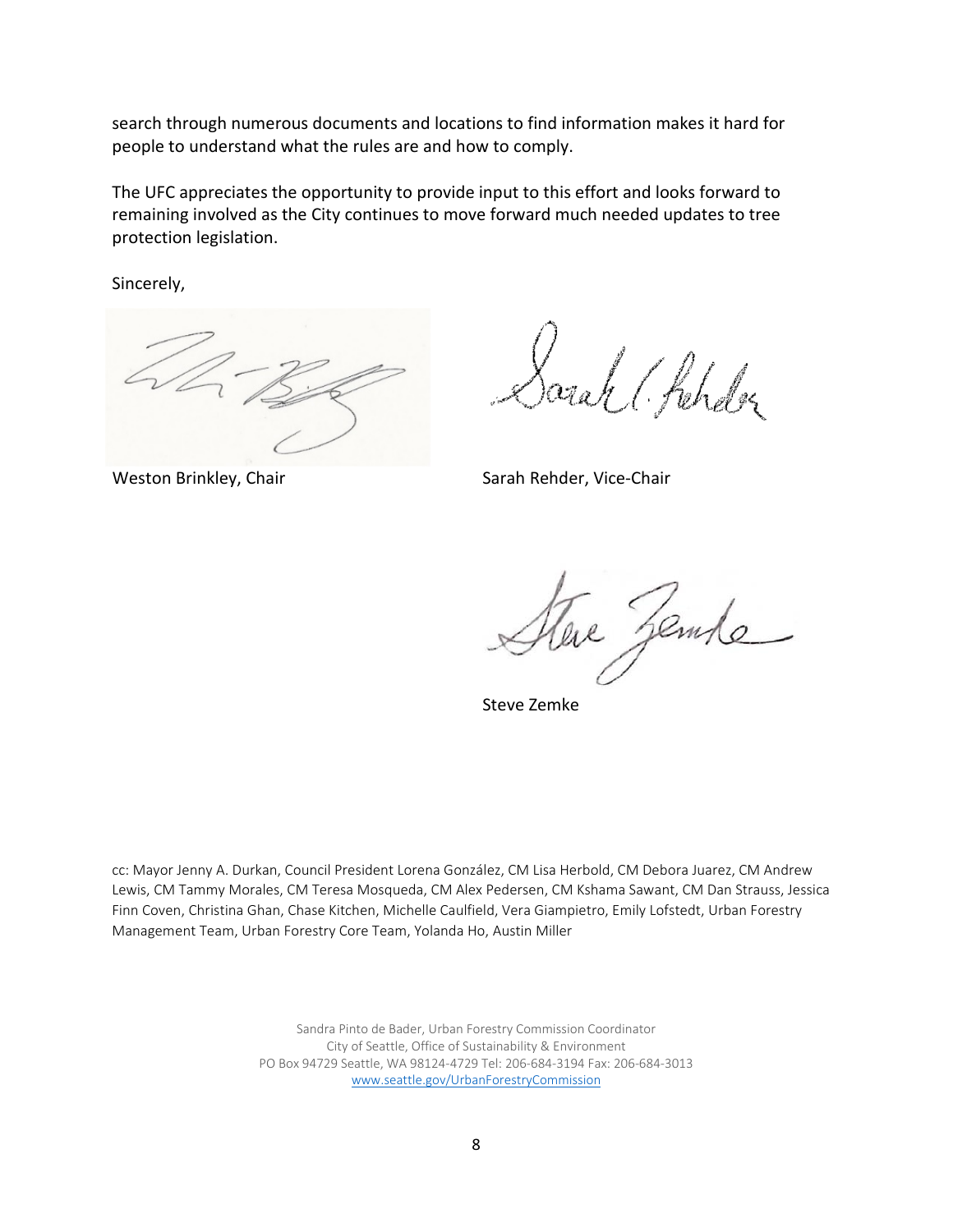search through numerous documents and locations to find information makes it hard for people to understand what the rules are and how to comply.

The UFC appreciates the opportunity to provide input to this effort and looks forward to remaining involved as the City continues to move forward much needed updates to tree protection legislation.

Sincerely,

Weston Brinkley, Chair

Sarah Rehder, Vice-Chair

Steve Zemke

cc: Mayor Jenny A. Durkan, Council President Lorena González, CM Lisa Herbold, CM Debora Juarez, CM Andrew Lewis, CM Tammy Morales, CM Teresa Mosqueda, CM Alex Pedersen, CM Kshama Sawant, CM Dan Strauss, Jessica Finn Coven, Christina Ghan, Chase Kitchen, Michelle Caulfield, Vera Giampietro, Emily Lofstedt, Urban Forestry Management Team, Urban Forestry Core Team, Yolanda Ho, Austin Miller

Sandra Pinto de Bader, Urban Forestry Commission Coordinator
City of Seattle, Office of Sustainability & Environment
PO Box 94729 Seattle, WA 98124-4729 Tel: 206-684-3194 Fax: 206-684-3013
www.seattle.gov/UrbanForestryCommission